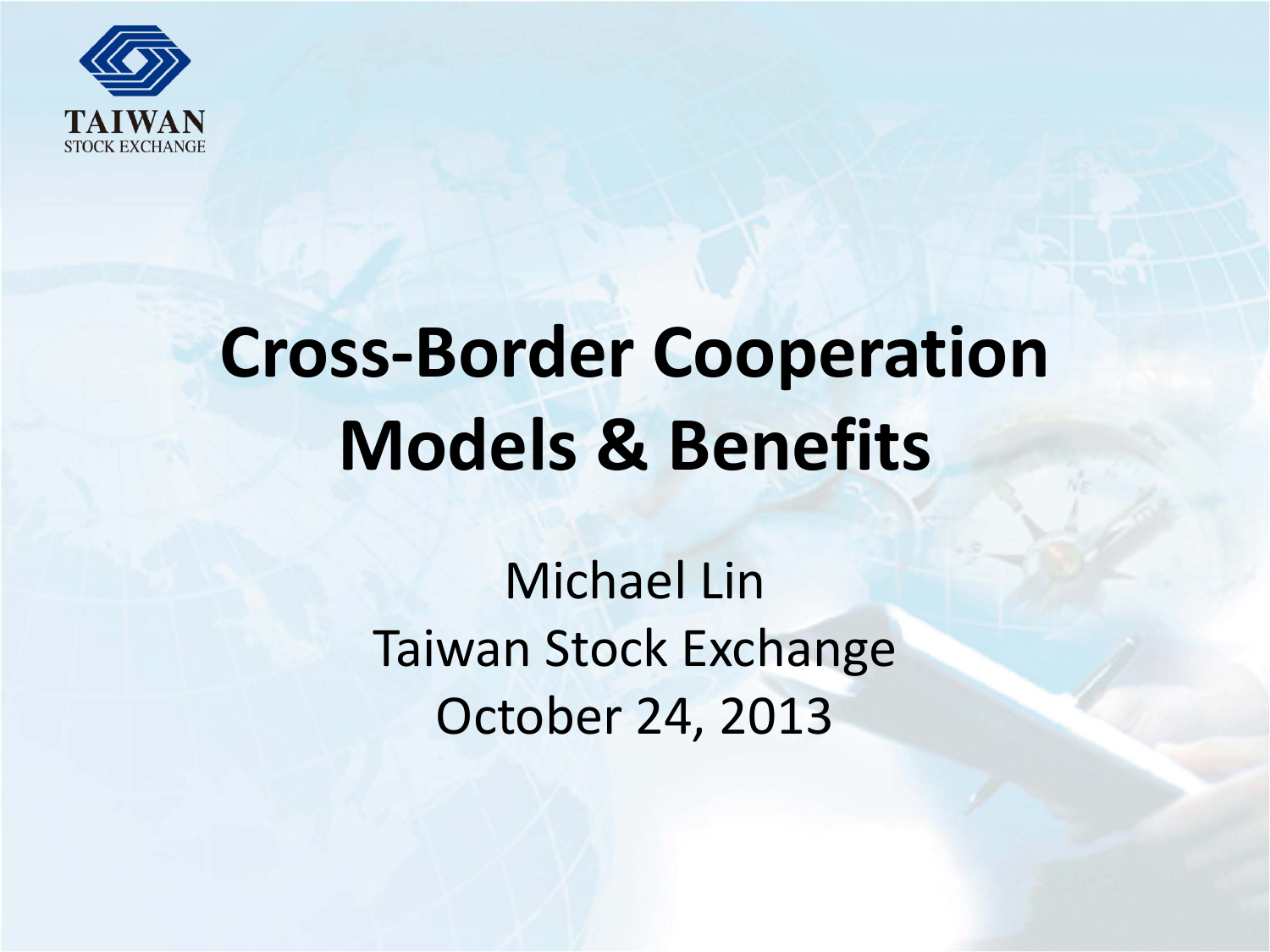TAIWAN
STOCK EXCHANGE

# Cross-Border Cooperation Models & Benefits

Michael Lin
Taiwan Stock Exchange
October 24, 2013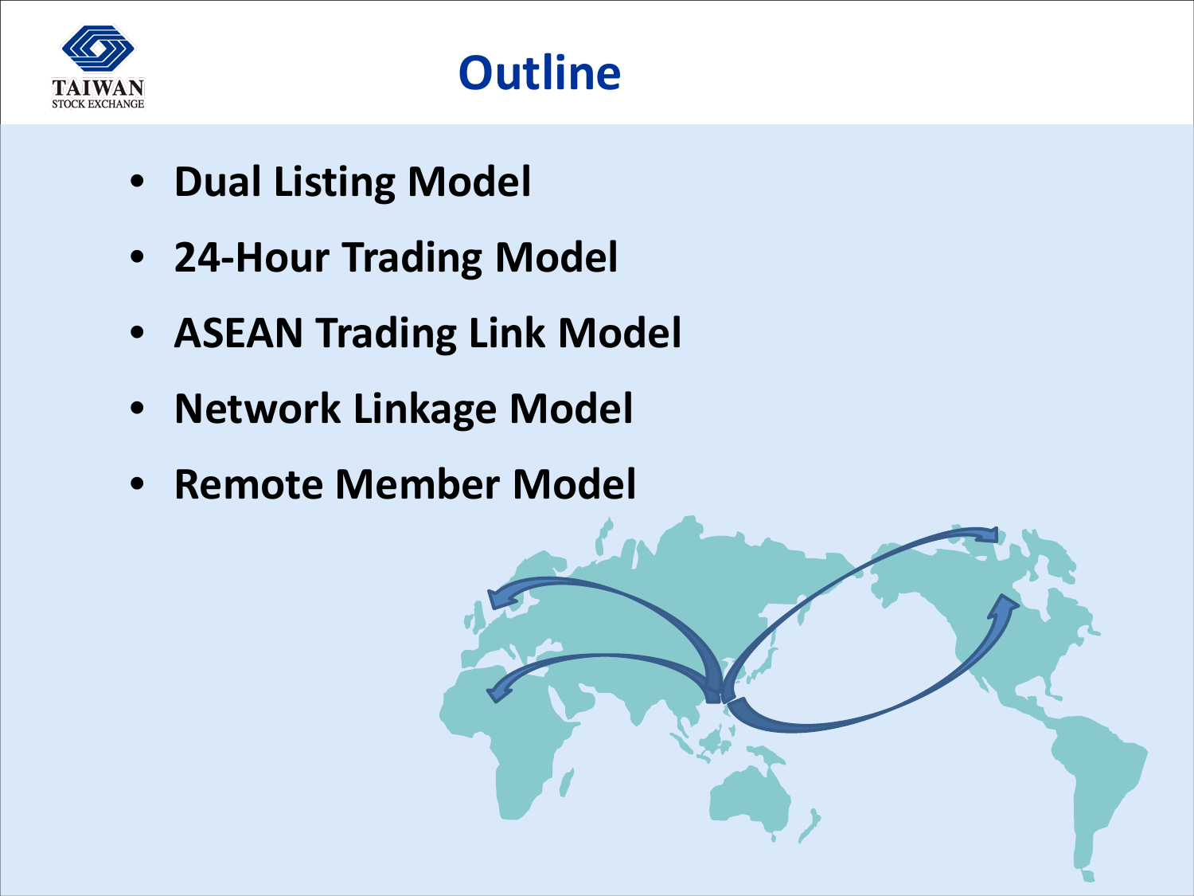# Outline

- **Dual Listing Model**
- **24-Hour Trading Model**
- **ASEAN Trading Link Model**
- **Network Linkage Model**
- **Remote Member Model**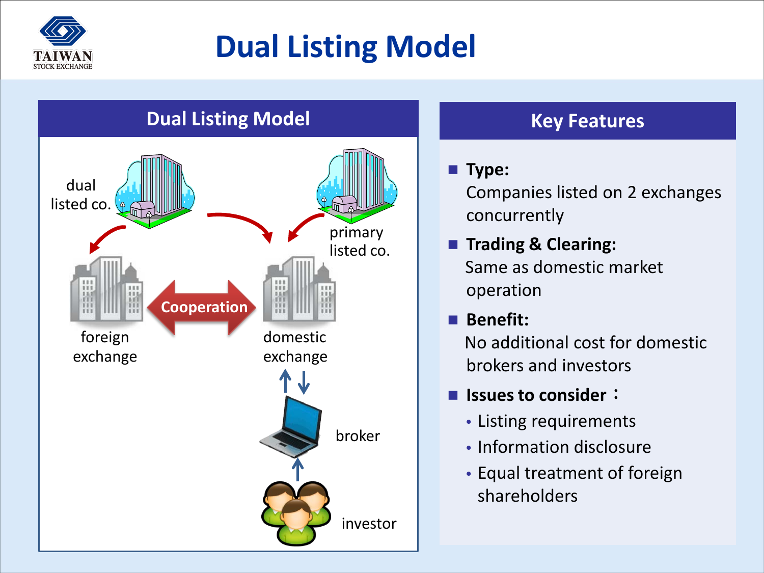# Dual Listing Model

## Dual Listing Model

dual listed co.

primary listed co.

foreign exchange

Cooperation

domestic exchange

broker

investor

## Key Features

- **Type:**
  Companies listed on 2 exchanges concurrently
- **Trading & Clearing:**
  Same as domestic market operation
- **Benefit:**
  No additional cost for domestic brokers and investors
- **Issues to consider：**
  - Listing requirements
  - Information disclosure
  - Equal treatment of foreign shareholders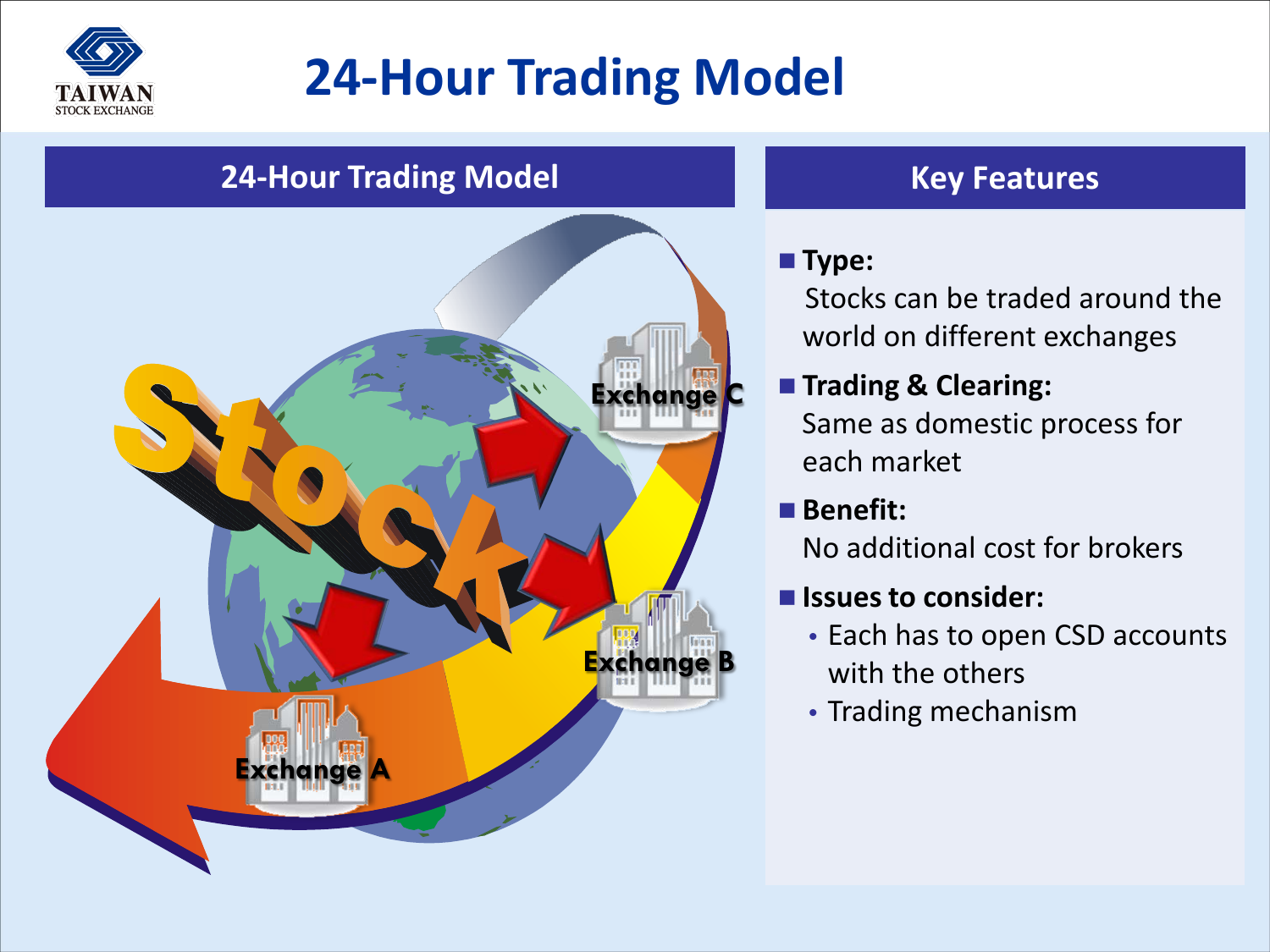# 24-Hour Trading Model

## 24-Hour Trading Model

Stock

Exchange C

Exchange B

Exchange A

## Key Features

- **Type:**
  Stocks can be traded around the world on different exchanges
- **Trading & Clearing:**
  Same as domestic process for each market
- **Benefit:**
  No additional cost for brokers
- **Issues to consider:**
  - Each has to open CSD accounts with the others
  - Trading mechanism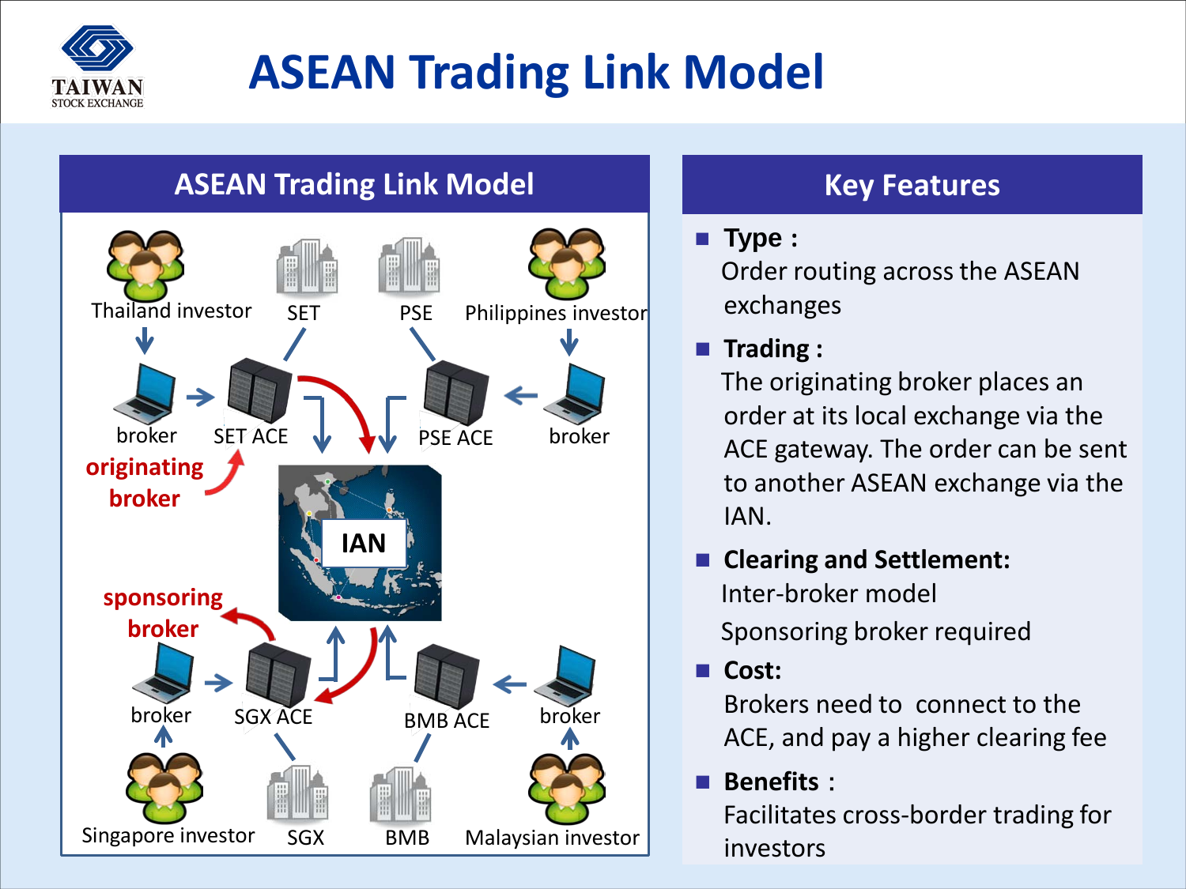# ASEAN Trading Link Model

## ASEAN Trading Link Model

Thailand investor | SET | PSE | Philippines investor

broker | SET ACE | PSE ACE | broker

originating broker

IAN

sponsoring broker

broker | SGX ACE | BMB ACE | broker

Singapore investor | SGX | BMB | Malaysian investor

## Key Features

- **Type :**
  Order routing across the ASEAN exchanges
- **Trading :**
  The originating broker places an order at its local exchange via the ACE gateway. The order can be sent to another ASEAN exchange via the IAN.
- **Clearing and Settlement:**
  Inter-broker model
  Sponsoring broker required
- **Cost:**
  Brokers need to connect to the ACE, and pay a higher clearing fee
- **Benefits :**
  Facilitates cross-border trading for investors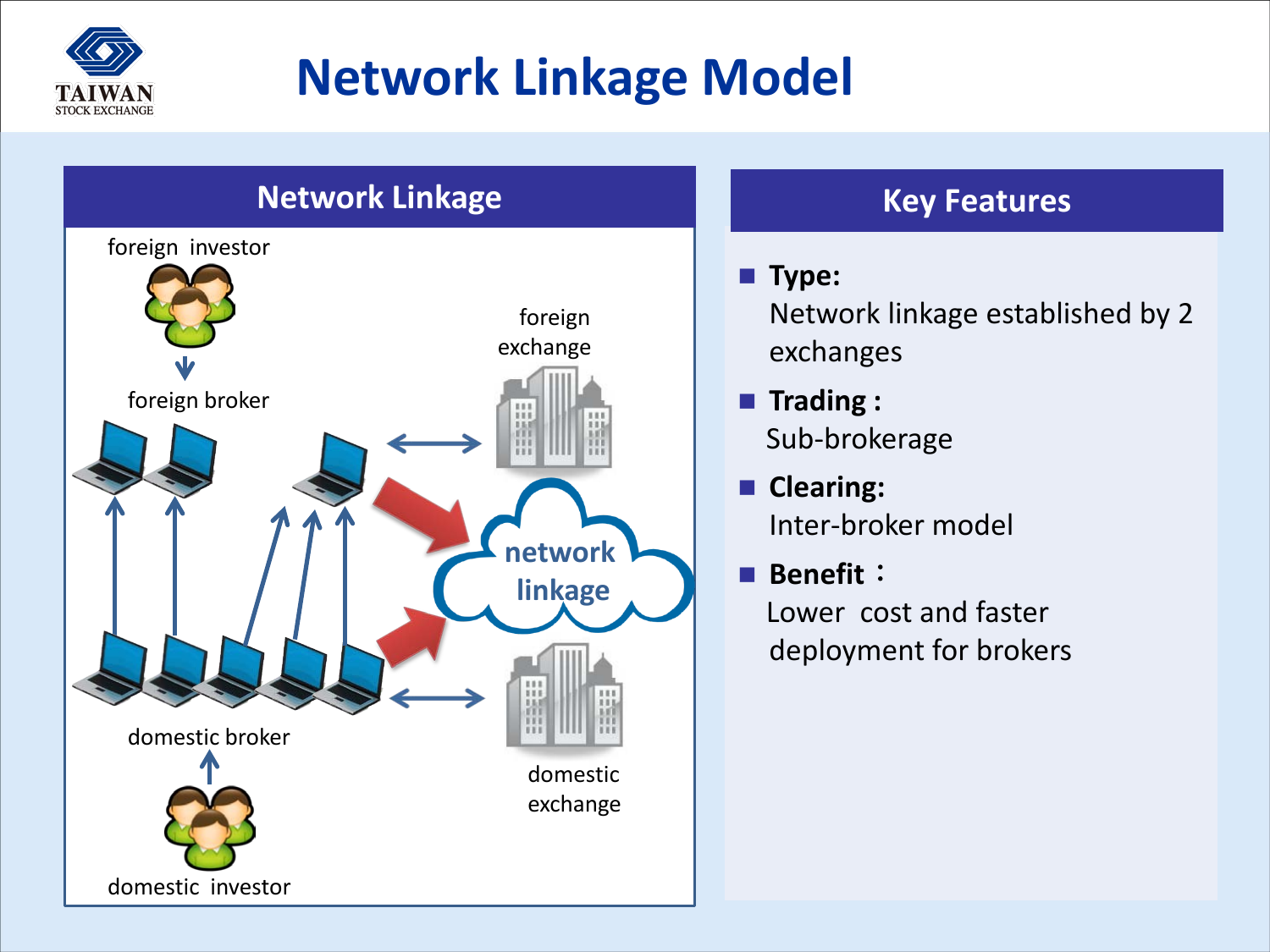# Network Linkage Model

## Network Linkage

foreign investor

foreign broker

foreign exchange

network linkage

domestic broker

domestic exchange

domestic investor

## Key Features

- **Type:**
  Network linkage established by 2 exchanges
- **Trading :**
  Sub-brokerage
- **Clearing:**
  Inter-broker model
- **Benefit：**
  Lower cost and faster deployment for brokers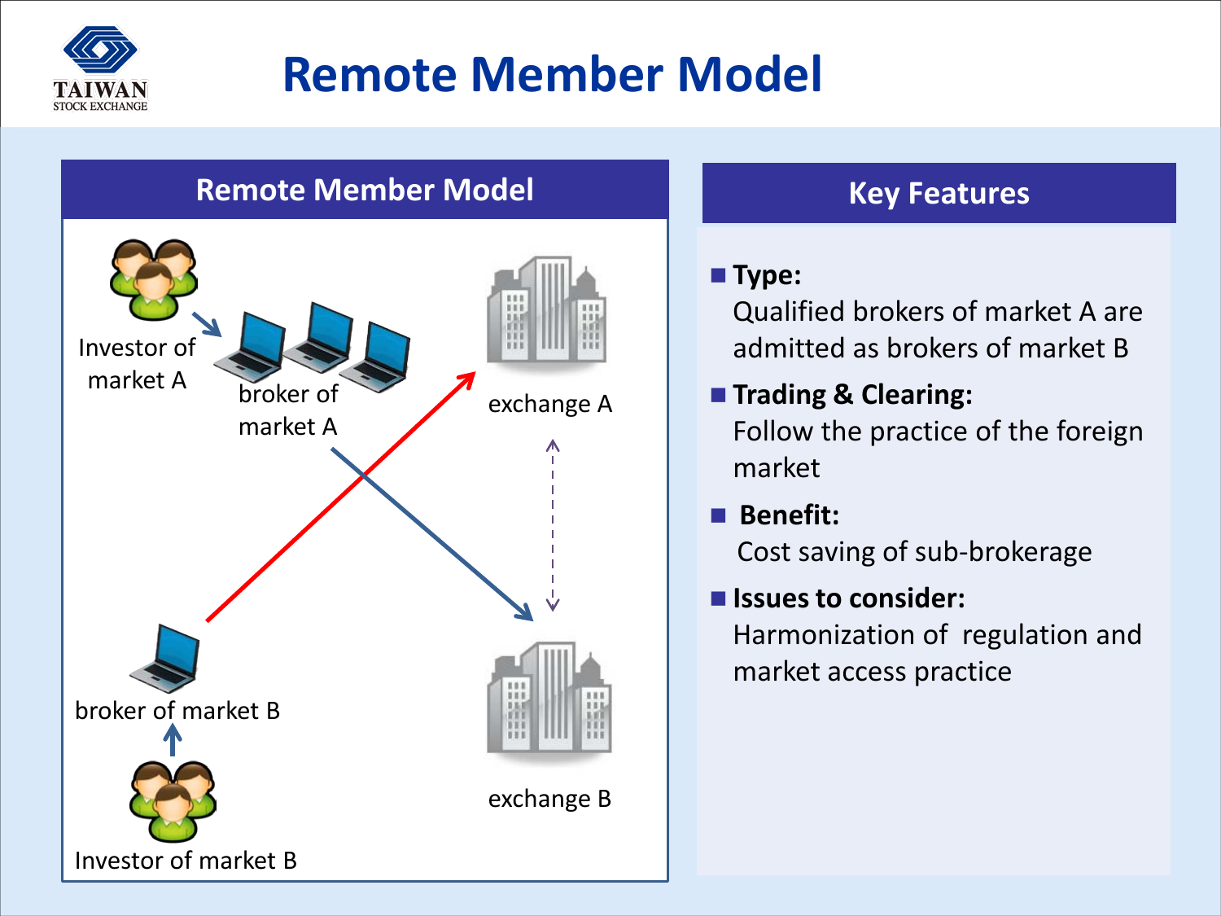# Remote Member Model

## Remote Member Model

Investor of market A

broker of market A

exchange A

broker of market B

Investor of market B

exchange B

## Key Features

- **Type:**
  Qualified brokers of market A are admitted as brokers of market B
- **Trading & Clearing:**
  Follow the practice of the foreign market
- **Benefit:**
  Cost saving of sub-brokerage
- **Issues to consider:**
  Harmonization of regulation and market access practice